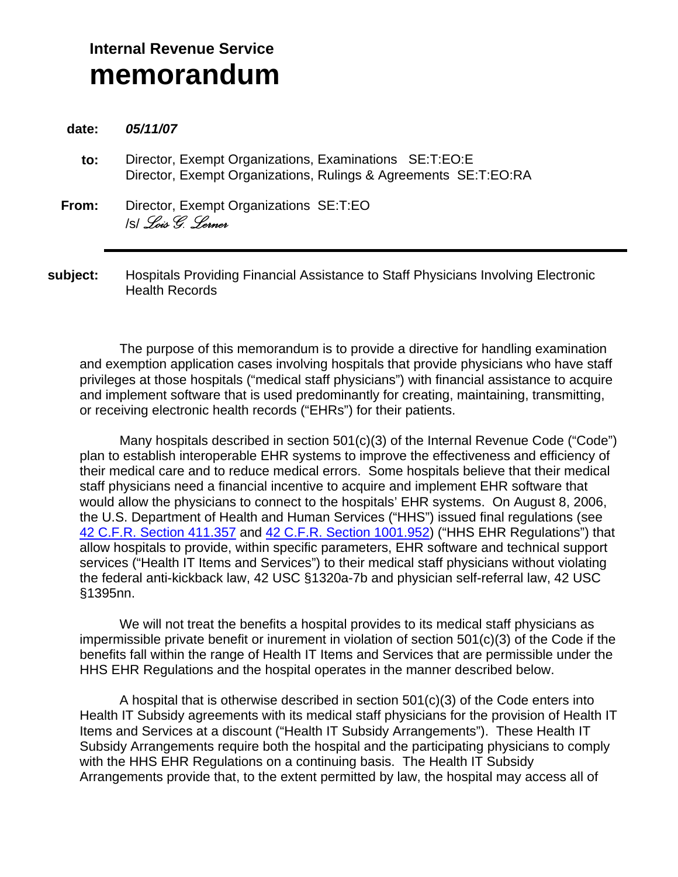**Internal Revenue Service**
# memorandum

**date:** ***05/11/07***

**to:** Director, Exempt Organizations, Examinations SE:T:EO:E
Director, Exempt Organizations, Rulings & Agreements SE:T:EO:RA

**From:** Director, Exempt Organizations SE:T:EO
/s/ *Lois G. Lerner*

---

**subject:** Hospitals Providing Financial Assistance to Staff Physicians Involving Electronic Health Records

The purpose of this memorandum is to provide a directive for handling examination and exemption application cases involving hospitals that provide physicians who have staff privileges at those hospitals ("medical staff physicians") with financial assistance to acquire and implement software that is used predominantly for creating, maintaining, transmitting, or receiving electronic health records ("EHRs") for their patients.

Many hospitals described in section 501(c)(3) of the Internal Revenue Code ("Code") plan to establish interoperable EHR systems to improve the effectiveness and efficiency of their medical care and to reduce medical errors. Some hospitals believe that their medical staff physicians need a financial incentive to acquire and implement EHR software that would allow the physicians to connect to the hospitals' EHR systems. On August 8, 2006, the U.S. Department of Health and Human Services ("HHS") issued final regulations (see 42 C.F.R. Section 411.357 and 42 C.F.R. Section 1001.952) ("HHS EHR Regulations") that allow hospitals to provide, within specific parameters, EHR software and technical support services ("Health IT Items and Services") to their medical staff physicians without violating the federal anti-kickback law, 42 USC §1320a-7b and physician self-referral law, 42 USC §1395nn.

We will not treat the benefits a hospital provides to its medical staff physicians as impermissible private benefit or inurement in violation of section 501(c)(3) of the Code if the benefits fall within the range of Health IT Items and Services that are permissible under the HHS EHR Regulations and the hospital operates in the manner described below.

A hospital that is otherwise described in section 501(c)(3) of the Code enters into Health IT Subsidy agreements with its medical staff physicians for the provision of Health IT Items and Services at a discount ("Health IT Subsidy Arrangements"). These Health IT Subsidy Arrangements require both the hospital and the participating physicians to comply with the HHS EHR Regulations on a continuing basis. The Health IT Subsidy Arrangements provide that, to the extent permitted by law, the hospital may access all of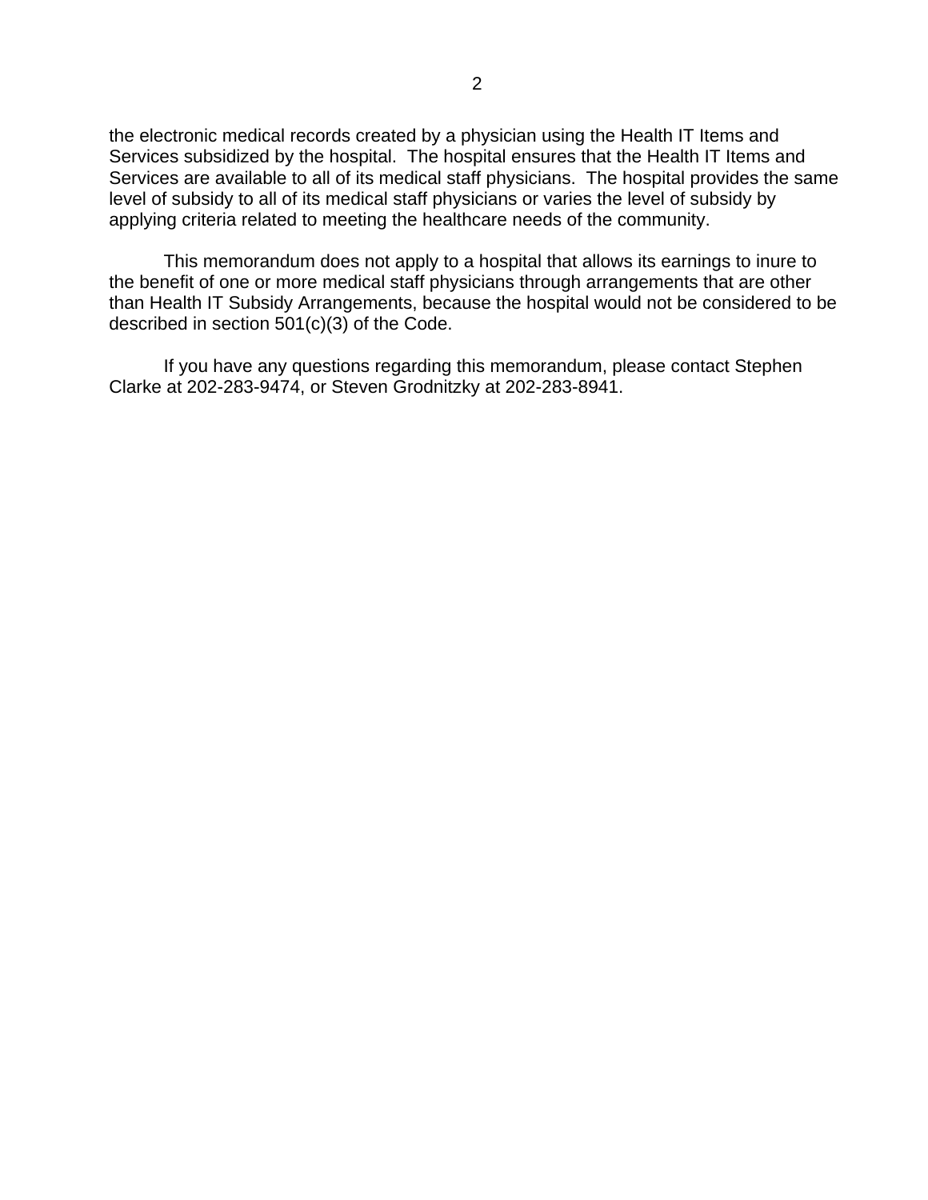the electronic medical records created by a physician using the Health IT Items and Services subsidized by the hospital. The hospital ensures that the Health IT Items and Services are available to all of its medical staff physicians. The hospital provides the same level of subsidy to all of its medical staff physicians or varies the level of subsidy by applying criteria related to meeting the healthcare needs of the community.

This memorandum does not apply to a hospital that allows its earnings to inure to the benefit of one or more medical staff physicians through arrangements that are other than Health IT Subsidy Arrangements, because the hospital would not be considered to be described in section 501(c)(3) of the Code.

If you have any questions regarding this memorandum, please contact Stephen Clarke at 202-283-9474, or Steven Grodnitzky at 202-283-8941.